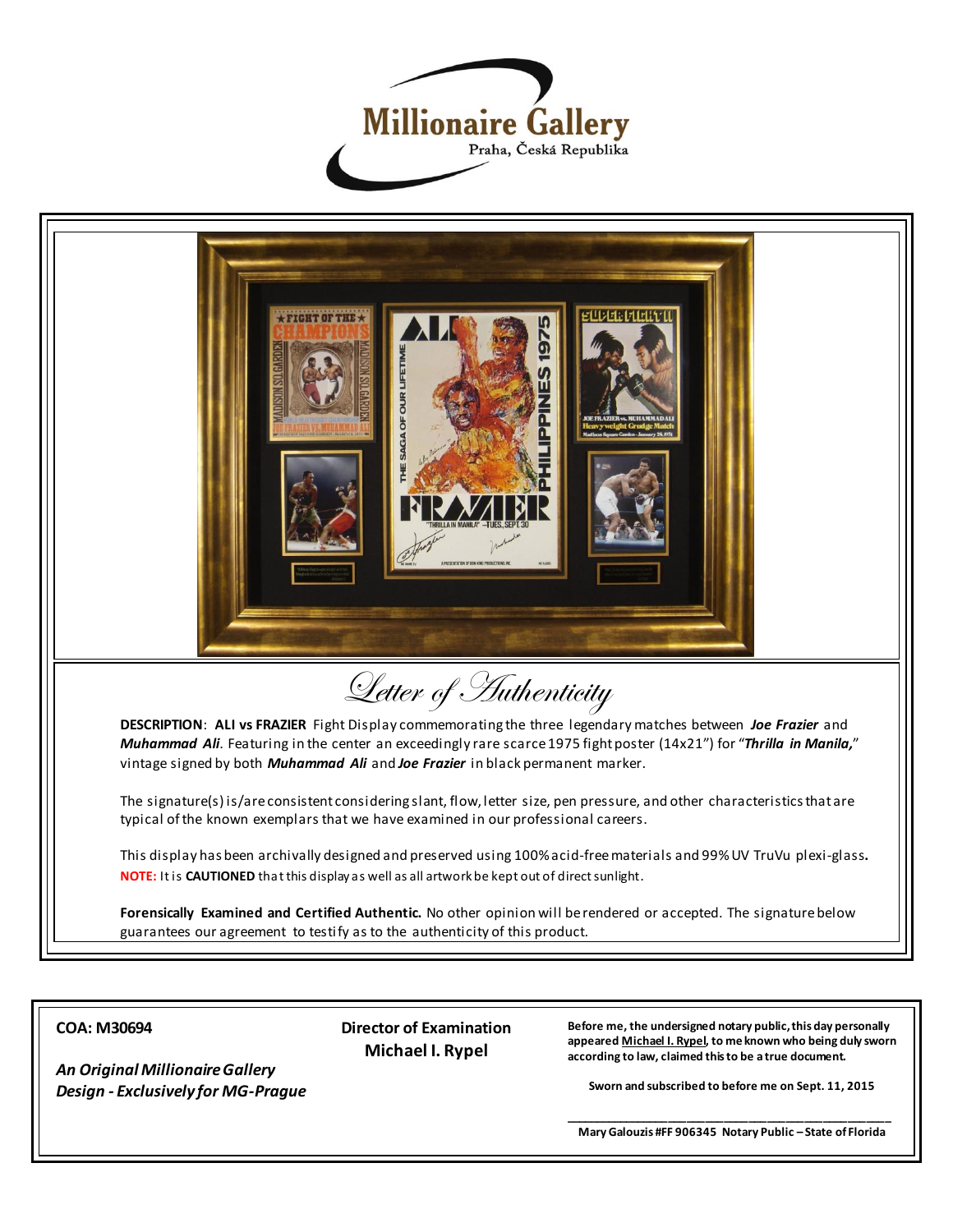# Millionaire Gallery

Praha, Česká Republika

## Letter of Authenticity

**DESCRIPTION**: **ALI vs FRAZIER** Fight Display commemorating the three legendary matches between ***Joe Frazier*** and ***Muhammad Ali***. Featuring in the center an exceedingly rare scarce 1975 fight poster (14x21") for "***Thrilla in Manila,***" vintage signed by both ***Muhammad Ali*** and ***Joe Frazier*** in black permanent marker.

The signature(s) is/are consistent considering slant, flow, letter size, pen pressure, and other characteristics that are typical of the known exemplars that we have examined in our professional careers.

This display has been archivally designed and preserved using 100% acid-free materials and 99% UV TruVu plexi-glass**.**
**NOTE:** It is **CAUTIONED** that this display as well as all artwork be kept out of direct sunlight.

**Forensically Examined and Certified Authentic.** No other opinion will be rendered or accepted. The signature below guarantees our agreement to testify as to the authenticity of this product.

**COA: M30694**

***An Original Millionaire Gallery Design - Exclusively for MG-Prague***

**Director of Examination**
**Michael I. Rypel**

**Before me, the undersigned notary public, this day personally appeared Michael I. Rypel, to me known who being duly sworn according to law, claimed this to be a true document.**

**Sworn and subscribed to before me on Sept. 11, 2015**

______________________________

**Mary Galouzis #FF 906345 Notary Public – State of Florida**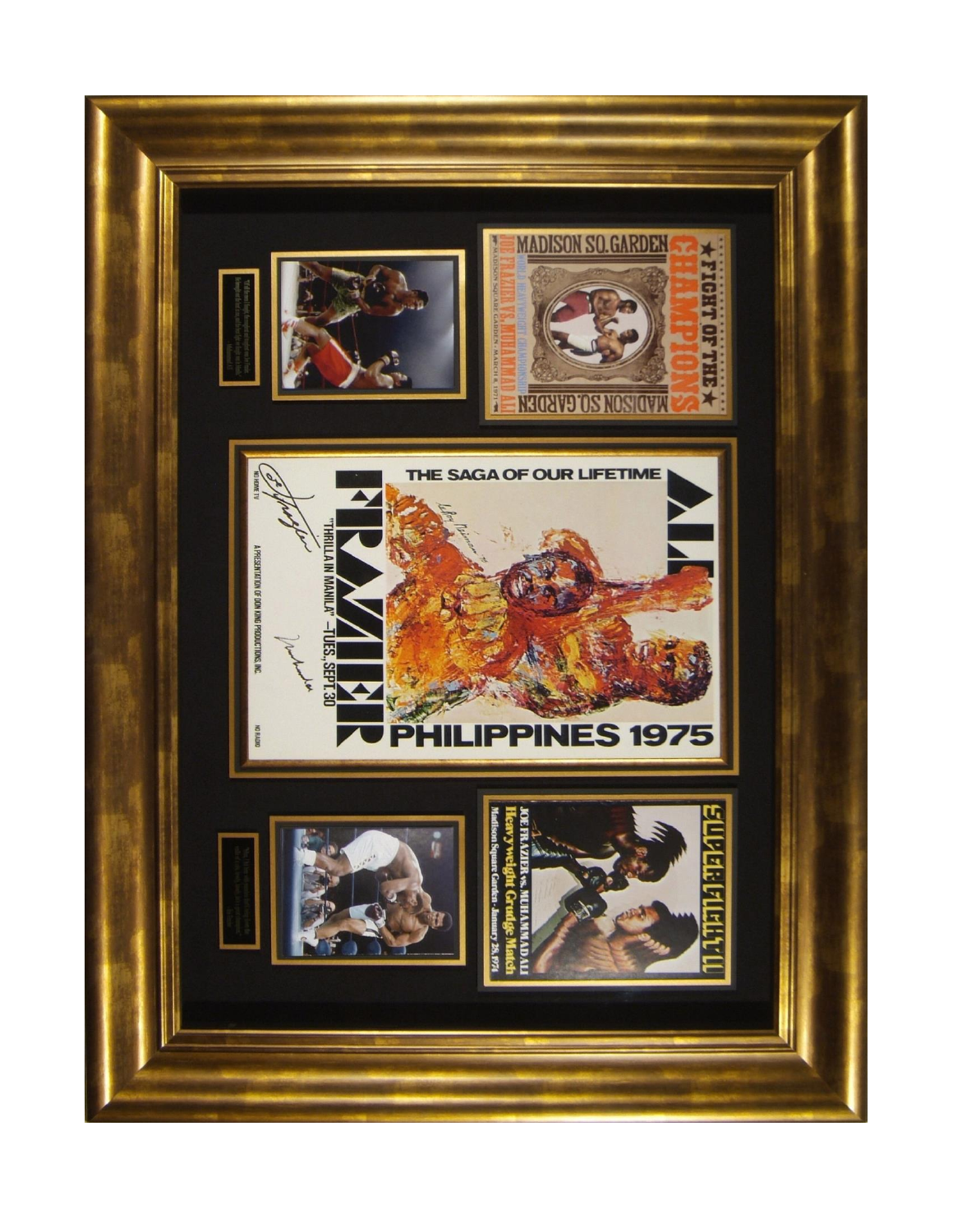MADISON SQ. GARDEN

★ FIGHT OF THE CHAMPIONS ★

JOE FRAZIER VS. MUHAMMAD ALI

WORLD HEAVYWEIGHT CHAMPIONSHIP

MADISON SQ. GARDEN

THE SAGA OF OUR LIFETIME

ALI

FRAZIER

"THRILLA IN MANILA" –TUES., SEPT. 30

PHILIPPINES 1975

A PRESENTATION OF DON KING PRODUCTIONS, INC.

NO HOME TV

NO RADIO

SUPERFIGHT II

JOE FRAZIER vs. MUHAMMAD ALI

Heavyweight Grudge Match

Madison Square Garden - January 28, 1974